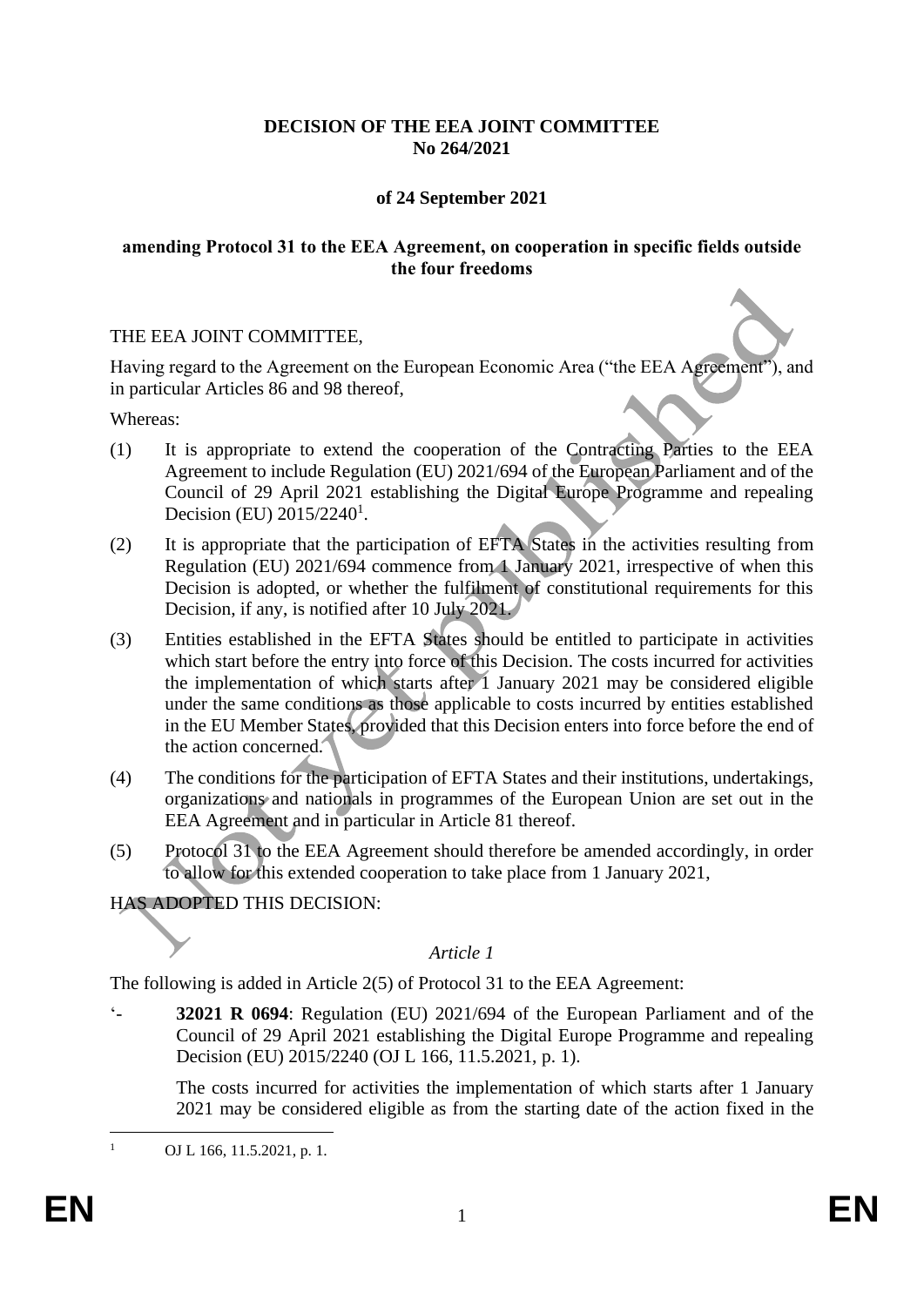**DECISION OF THE EEA JOINT COMMITTEE**
**No 264/2021**

**of 24 September 2021**

**amending Protocol 31 to the EEA Agreement, on cooperation in specific fields outside the four freedoms**

THE EEA JOINT COMMITTEE,

Having regard to the Agreement on the European Economic Area ("the EEA Agreement"), and in particular Articles 86 and 98 thereof,

Whereas:

(1) It is appropriate to extend the cooperation of the Contracting Parties to the EEA Agreement to include Regulation (EU) 2021/694 of the European Parliament and of the Council of 29 April 2021 establishing the Digital Europe Programme and repealing Decision (EU) 2015/2240[1].

(2) It is appropriate that the participation of EFTA States in the activities resulting from Regulation (EU) 2021/694 commence from 1 January 2021, irrespective of when this Decision is adopted, or whether the fulfilment of constitutional requirements for this Decision, if any, is notified after 10 July 2021.

(3) Entities established in the EFTA States should be entitled to participate in activities which start before the entry into force of this Decision. The costs incurred for activities the implementation of which starts after 1 January 2021 may be considered eligible under the same conditions as those applicable to costs incurred by entities established in the EU Member States, provided that this Decision enters into force before the end of the action concerned.

(4) The conditions for the participation of EFTA States and their institutions, undertakings, organizations and nationals in programmes of the European Union are set out in the EEA Agreement and in particular in Article 81 thereof.

(5) Protocol 31 to the EEA Agreement should therefore be amended accordingly, in order to allow for this extended cooperation to take place from 1 January 2021,

HAS ADOPTED THIS DECISION:

*Article 1*

The following is added in Article 2(5) of Protocol 31 to the EEA Agreement:

'- **32021 R 0694**: Regulation (EU) 2021/694 of the European Parliament and of the Council of 29 April 2021 establishing the Digital Europe Programme and repealing Decision (EU) 2015/2240 (OJ L 166, 11.5.2021, p. 1).

The costs incurred for activities the implementation of which starts after 1 January 2021 may be considered eligible as from the starting date of the action fixed in the

[1] OJ L 166, 11.5.2021, p. 1.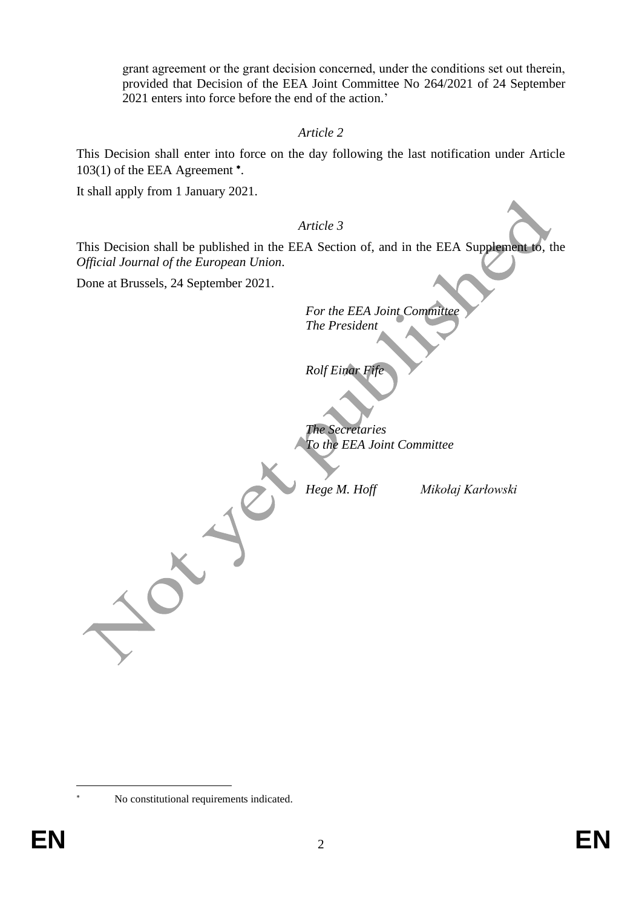grant agreement or the grant decision concerned, under the conditions set out therein, provided that Decision of the EEA Joint Committee No 264/2021 of 24 September 2021 enters into force before the end of the action.'

*Article 2*

This Decision shall enter into force on the day following the last notification under Article 103(1) of the EEA Agreement [*].

It shall apply from 1 January 2021.

*Article 3*

This Decision shall be published in the EEA Section of, and in the EEA Supplement to, the *Official Journal of the European Union*.

Done at Brussels, 24 September 2021.

*For the EEA Joint Committee*
*The President*

*Rolf Einar Fife*

*The Secretaries*
*To the EEA Joint Committee*

*Hege M. Hoff* *Mikołaj Karłowski*

[*] No constitutional requirements indicated.